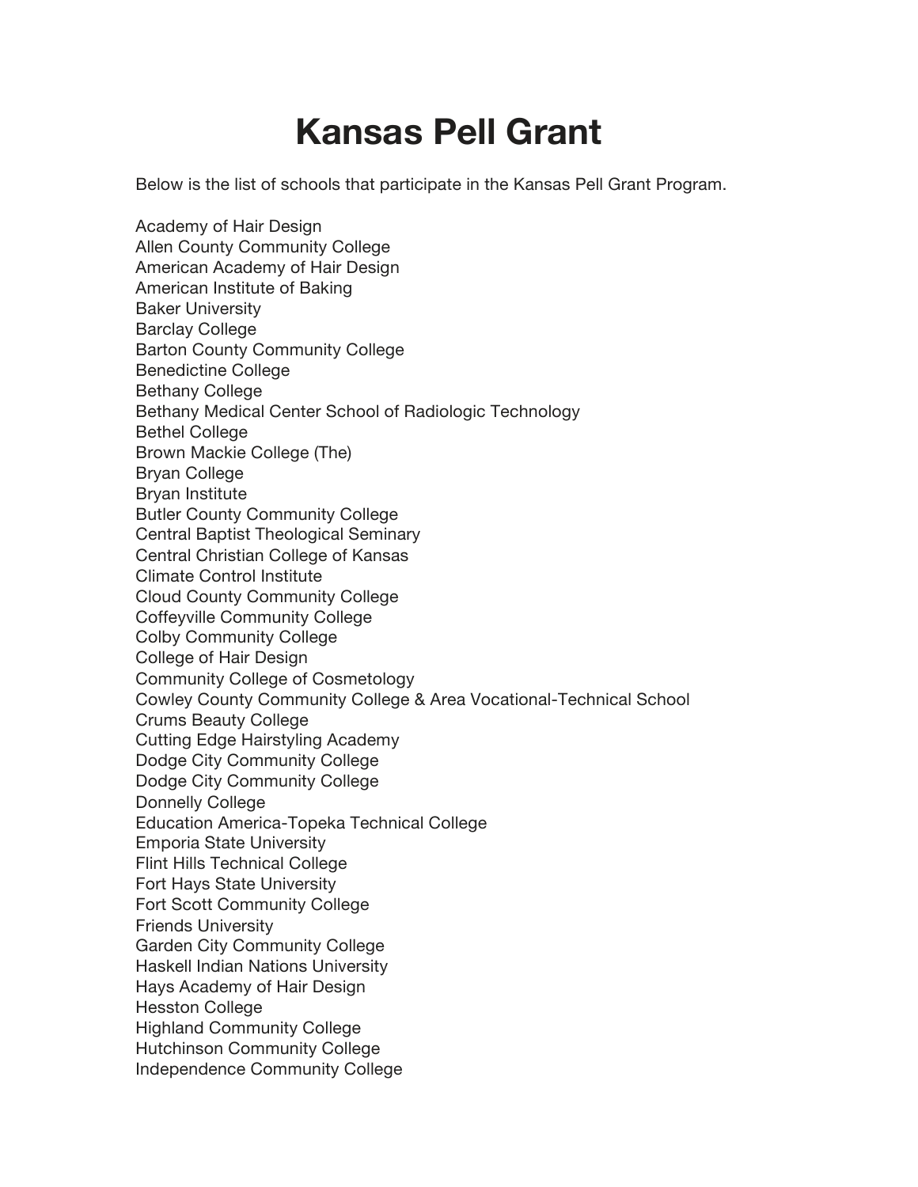# Kansas Pell Grant

Below is the list of schools that participate in the Kansas Pell Grant Program.

Academy of Hair Design
Allen County Community College
American Academy of Hair Design
American Institute of Baking
Baker University
Barclay College
Barton County Community College
Benedictine College
Bethany College
Bethany Medical Center School of Radiologic Technology
Bethel College
Brown Mackie College (The)
Bryan College
Bryan Institute
Butler County Community College
Central Baptist Theological Seminary
Central Christian College of Kansas
Climate Control Institute
Cloud County Community College
Coffeyville Community College
Colby Community College
College of Hair Design
Community College of Cosmetology
Cowley County Community College & Area Vocational-Technical School
Crums Beauty College
Cutting Edge Hairstyling Academy
Dodge City Community College
Dodge City Community College
Donnelly College
Education America-Topeka Technical College
Emporia State University
Flint Hills Technical College
Fort Hays State University
Fort Scott Community College
Friends University
Garden City Community College
Haskell Indian Nations University
Hays Academy of Hair Design
Hesston College
Highland Community College
Hutchinson Community College
Independence Community College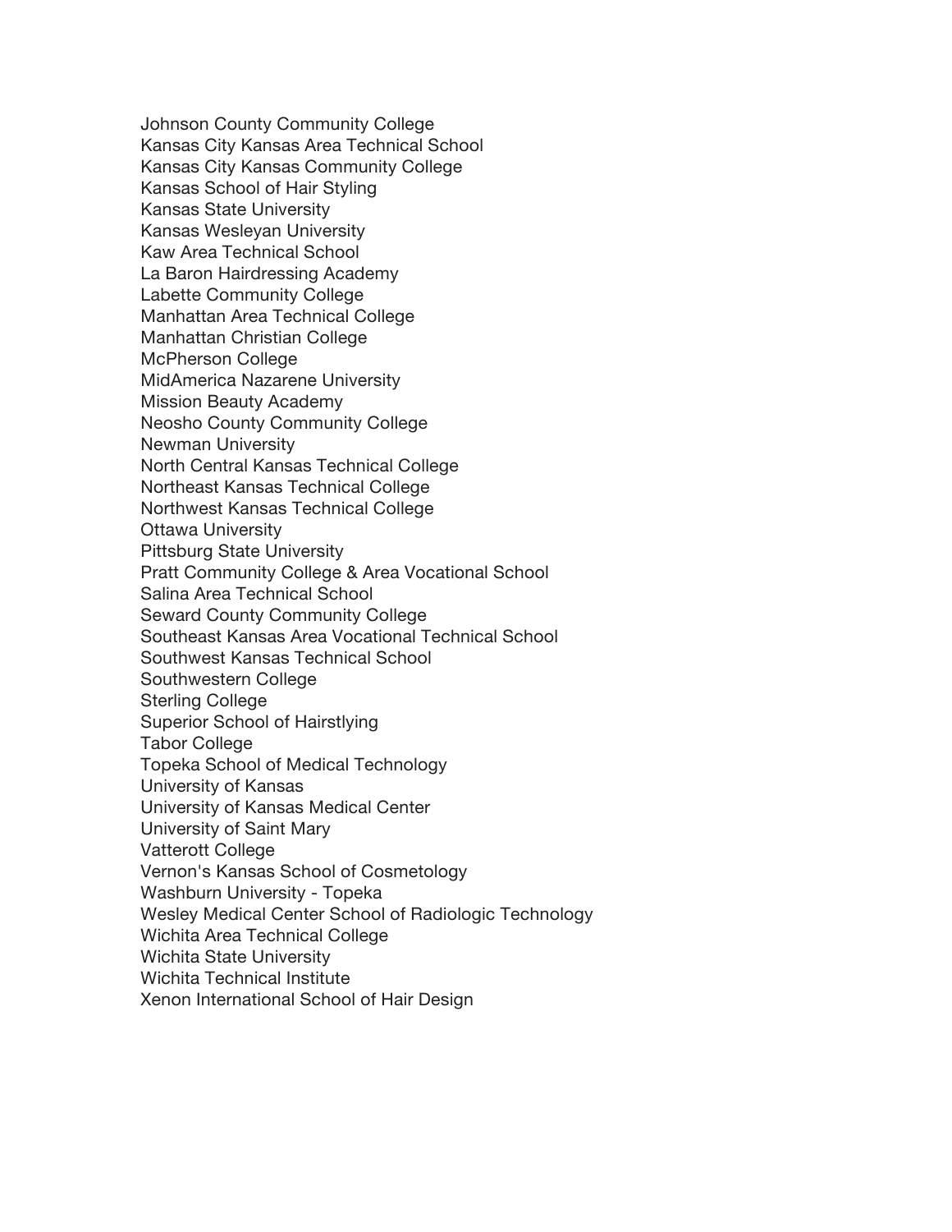Johnson County Community College
Kansas City Kansas Area Technical School
Kansas City Kansas Community College
Kansas School of Hair Styling
Kansas State University
Kansas Wesleyan University
Kaw Area Technical School
La Baron Hairdressing Academy
Labette Community College
Manhattan Area Technical College
Manhattan Christian College
McPherson College
MidAmerica Nazarene University
Mission Beauty Academy
Neosho County Community College
Newman University
North Central Kansas Technical College
Northeast Kansas Technical College
Northwest Kansas Technical College
Ottawa University
Pittsburg State University
Pratt Community College & Area Vocational School
Salina Area Technical School
Seward County Community College
Southeast Kansas Area Vocational Technical School
Southwest Kansas Technical School
Southwestern College
Sterling College
Superior School of Hairstlying
Tabor College
Topeka School of Medical Technology
University of Kansas
University of Kansas Medical Center
University of Saint Mary
Vatterott College
Vernon's Kansas School of Cosmetology
Washburn University - Topeka
Wesley Medical Center School of Radiologic Technology
Wichita Area Technical College
Wichita State University
Wichita Technical Institute
Xenon International School of Hair Design